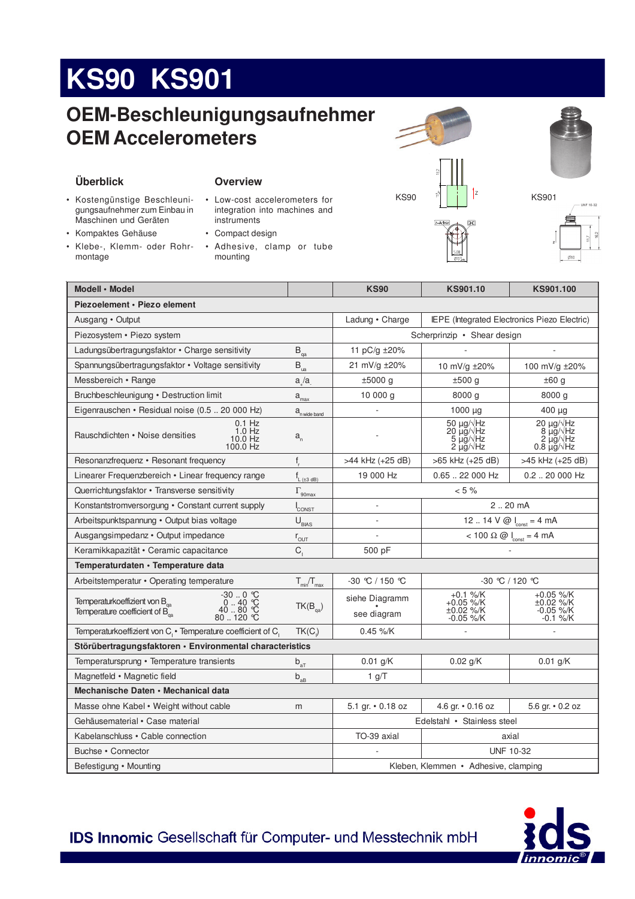# KS90 KS901

## OEM-Beschleunigungsaufnehmer
## OEM Accelerometers

KS90

KS901

### Überblick

- Kostengünstige Beschleunigungsaufnehmer zum Einbau in Maschinen und Geräten
- Kompaktes Gehäuse
- Klebe-, Klemm- oder Rohrmontage

### Overview

- Low-cost accelerometers for integration into machines and instruments
- Compact design
- Adhesive, clamp or tube mounting

| Modell • Model | | KS90 | KS901.10 | KS901.100 |
|---|---|---|---|---|
| **Piezoelement • Piezo element** | | | | |
| Ausgang • Output | | Ladung • Charge | IEPE (Integrated Electronics Piezo Electric) | |
| Piezosystem • Piezo system | | Scherprinzip • Shear design | | |
| Ladungsübertragungsfaktor • Charge sensitivity | $B_{qa}$ | 11 pC/g ±20% | - | - |
| Spannungsübertragungsfaktor • Voltage sensitivity | $B_{ua}$ | 21 mV/g ±20% | 10 mV/g ±20% | 100 mV/g ±20% |
| Messbereich • Range | $a_+/a_-$ | ±5000 g | ±500 g | ±60 g |
| Bruchbeschleunigung • Destruction limit | $a_{max}$ | 10 000 g | 8000 g | 8000 g |
| Eigenrauschen • Residual noise (0.5 .. 20 000 Hz) | $a_{n\,wide\,band}$ | - | 1000 µg | 400 µg |
| Rauschdichten • Noise densities 0.1 Hz / 1.0 Hz / 10.0 Hz / 100.0 Hz | $a_n$ | - | 50 µg/√Hz / 20 µg/√Hz / 5 µg/√Hz / 2 µg/√Hz | 20 µg/√Hz / 8 µg/√Hz / 2 µg/√Hz / 0.8 µg/√Hz |
| Resonanzfrequenz • Resonant frequency | $f_r$ | >44 kHz (+25 dB) | >65 kHz (+25 dB) | >45 kHz (+25 dB) |
| Linearer Frequenzbereich • Linear frequency range | $f_{L\,(\pm 3\,dB)}$ | 19 000 Hz | 0.65 .. 22 000 Hz | 0.2 .. 20 000 Hz |
| Querrichtungsfaktor • Transverse sensitivity | $\Gamma_{90max}$ | < 5 % | | |
| Konstantstromversorgung • Constant current supply | $I_{CONST}$ | - | 2 .. 20 mA | |
| Arbeitspunktspannung • Output bias voltage | $U_{BIAS}$ | - | 12 .. 14 V @ $I_{const}$ = 4 mA | |
| Ausgangsimpedanz • Output impedance | $r_{OUT}$ | - | < 100 Ω @ $I_{const}$ = 4 mA | |
| Keramikkapazität • Ceramic capacitance | $C_I$ | 500 pF | - | |
| **Temperaturdaten • Temperature data** | | | | |
| Arbeitstemperatur • Operating temperature | $T_{min}/T_{max}$ | -30 °C / 150 °C | -30 °C / 120 °C | |
| Temperaturkoeffizient von $B_{qa}$ • Temperature coefficient of $B_{qa}$ -30 .. 0 °C / 0 .. 40 °C / 40 .. 80 °C / 80 .. 120 °C | $TK(B_{qa})$ | siehe Diagramm • see diagram | +0.1 %/K / +0.05 %/K / ±0.02 %/K / -0.05 %/K | +0.05 %/K / ±0.02 %/K / -0.05 %/K / -0.1 %/K |
| Temperaturkoeffizient von $C_I$ • Temperature coefficient of $C_I$ | $TK(C_I)$ | 0.45 %/K | - | - |
| **Störübertragungsfaktoren • Environmental characteristics** | | | | |
| Temperatursprung • Temperature transients | $b_{aT}$ | 0.01 g/K | 0.02 g/K | 0.01 g/K |
| Magnetfeld • Magnetic field | $b_{aB}$ | 1 g/T | | |
| **Mechanische Daten • Mechanical data** | | | | |
| Masse ohne Kabel • Weight without cable | m | 5.1 gr. • 0.18 oz | 4.6 gr. • 0.16 oz | 5.6 gr. • 0.2 oz |
| Gehäusematerial • Case material | | Edelstahl • Stainless steel | | |
| Kabelanschluss • Cable connection | | TO-39 axial | axial | |
| Buchse • Connector | | - | UNF 10-32 | |
| Befestigung • Mounting | | Kleben, Klemmen • Adhesive, clamping | | |

**IDS Innomic** Gesellschaft für Computer- und Messtechnik mbH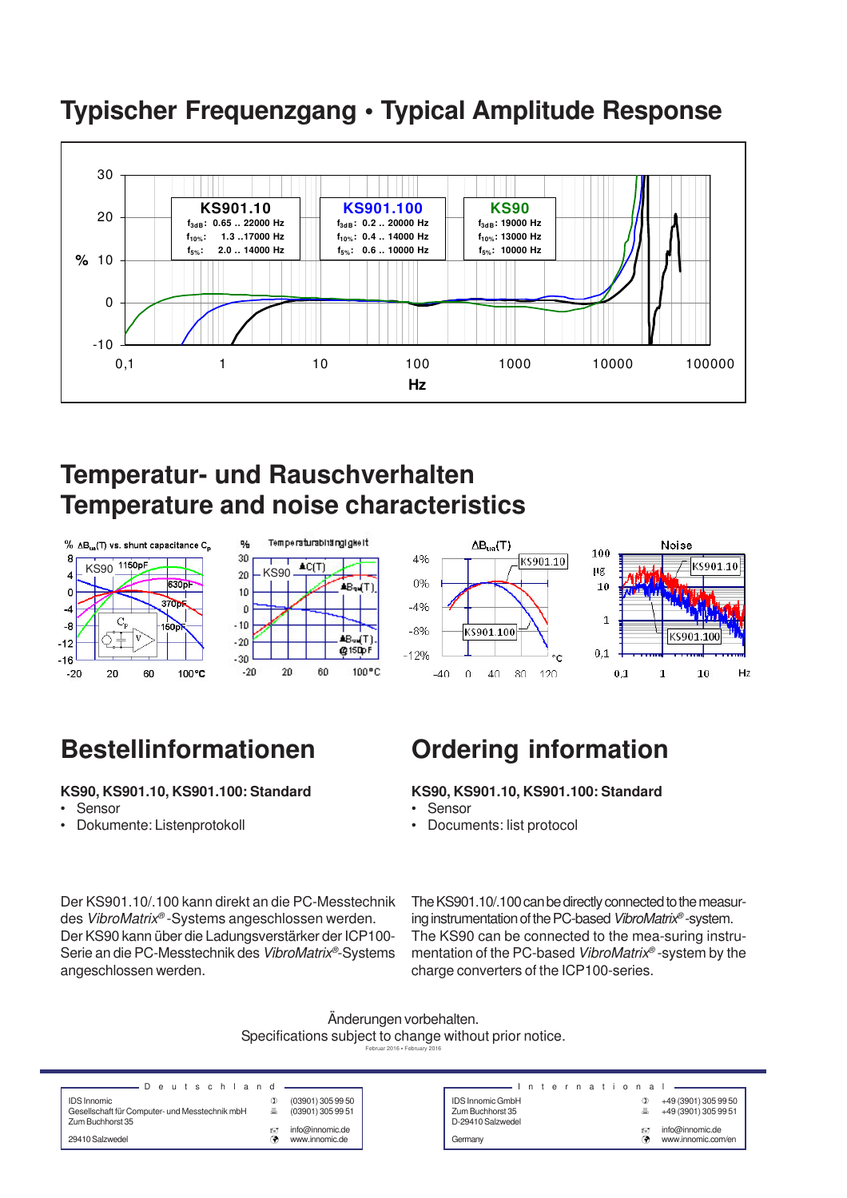## Typischer Frequenzgang • Typical Amplitude Response

30
20
% 10
0
-10
0,1
1
10
100
1000
10000
100000
Hz

**KS901.10**
$f_{3dB}$: 0.65 .. 22000 Hz
$f_{10\%}$: 1.3 ..17000 Hz
$f_{5\%}$: 2.0 .. 14000 Hz

**KS901.100**
$f_{3dB}$: 0.2 .. 20000 Hz
$f_{10\%}$: 0.4 .. 14000 Hz
$f_{5\%}$: 0.6 .. 10000 Hz

**KS90**
$f_{3dB}$: 19000 Hz
$f_{10\%}$: 13000 Hz
$f_{5\%}$: 10000 Hz

## Temperatur- und Rauschverhalten
## Temperature and noise characteristics

% $\Delta B_{ua}(T)$ vs. shunt capacitance $C_p$
KS90
1150pF
630pF
370pF
150pF
$C_p$
8
4
0
-4
-8
-12
-16
-20
20
60
100°C

%
Temperaturabhängigkeit
KS90
$\Delta C(T)$
$\Delta B_{qa}(T)$
$\Delta B_{ua}(T)$ @150pF
30
20
10
0
-10
-20
-30
-20
20
60
100°C

$\Delta B_{ua}(T)$
KS901.10
KS901.100
4%
0%
-4%
-8%
-12%
-40
0
40
80
120
°C

Noise
KS901.10
KS901.100
100
µg
10
1
0,1
0,1
1
10
Hz

# Bestellinformationen

**KS90, KS901.10, KS901.100: Standard**
- Sensor
- Dokumente: Listenprotokoll

# Ordering information

**KS90, KS901.10, KS901.100: Standard**
- Sensor
- Documents: list protocol

Der KS901.10/.100 kann direkt an die PC-Messtechnik des *VibroMatrix®*-Systems angeschlossen werden. Der KS90 kann über die Ladungsverstärker der ICP100-Serie an die PC-Messtechnik des *VibroMatrix®*-Systems angeschlossen werden.

The KS901.10/.100 can be directly connected to the measuring instrumentation of the PC-based *VibroMatrix®*-system. The KS90 can be connected to the mea-suring instrumentation of the PC-based *VibroMatrix®*-system by the charge converters of the ICP100-series.

Änderungen vorbehalten.
Specifications subject to change without prior notice.
Februar 2016 • February 2016

Deutschland

IDS Innomic
Gesellschaft für Computer- und Messtechnik mbH
Zum Buchhorst 35
29410 Salzwedel

(03901) 305 99 50
(03901) 305 99 51
info@innomic.de
www.innomic.de

International

IDS Innomic GmbH
Zum Buchhorst 35
D-29410 Salzwedel
Germany

+49 (3901) 305 99 50
+49 (3901) 305 99 51
info@innomic.de
www.innomic.com/en